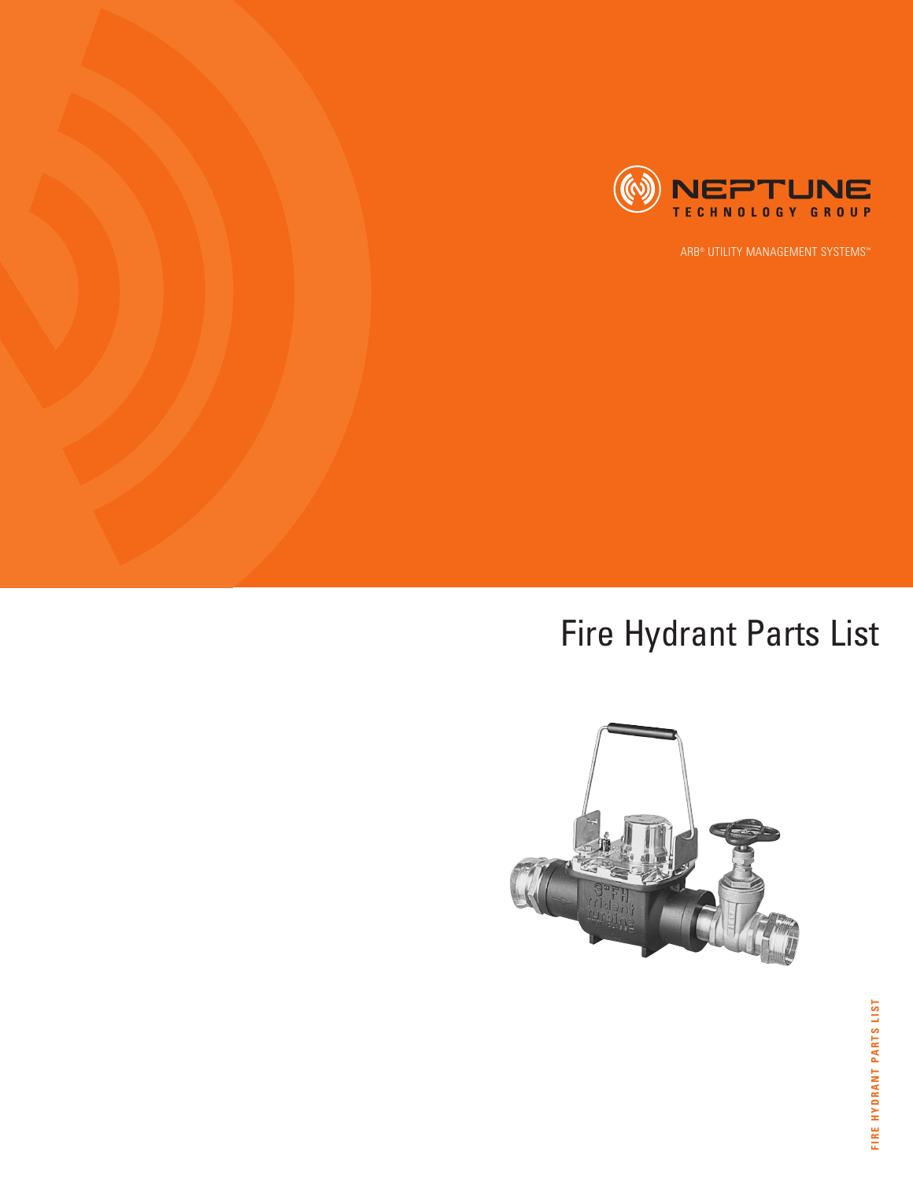NEPTUNE

TECHNOLOGY GROUP

ARB® UTILITY MANAGEMENT SYSTEMS™

# Fire Hydrant Parts List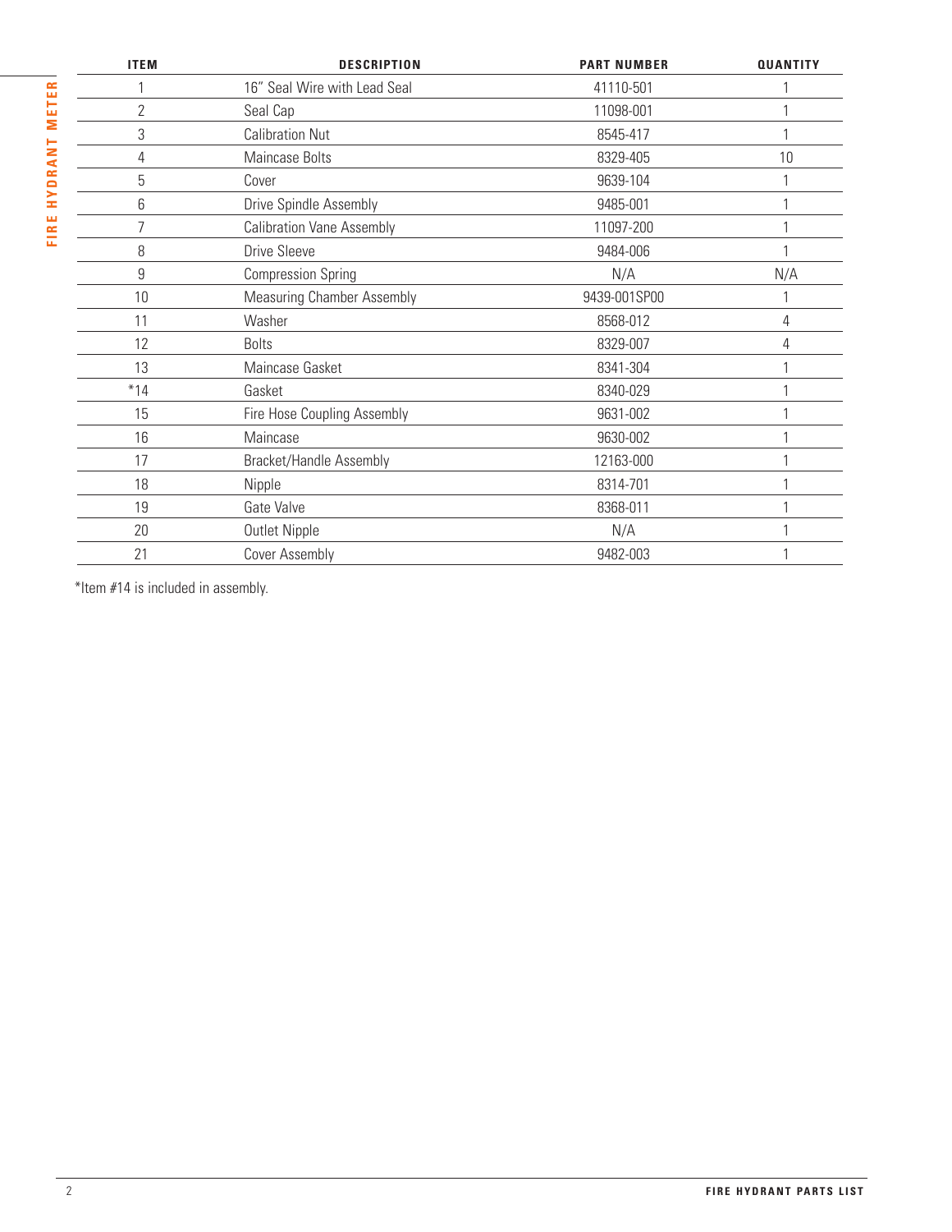| ITEM | DESCRIPTION | PART NUMBER | QUANTITY |
|---|---|---|---|
| 1 | 16" Seal Wire with Lead Seal | 41110-501 | 1 |
| 2 | Seal Cap | 11098-001 | 1 |
| 3 | Calibration Nut | 8545-417 | 1 |
| 4 | Maincase Bolts | 8329-405 | 10 |
| 5 | Cover | 9639-104 | 1 |
| 6 | Drive Spindle Assembly | 9485-001 | 1 |
| 7 | Calibration Vane Assembly | 11097-200 | 1 |
| 8 | Drive Sleeve | 9484-006 | 1 |
| 9 | Compression Spring | N/A | N/A |
| 10 | Measuring Chamber Assembly | 9439-001SP00 | 1 |
| 11 | Washer | 8568-012 | 4 |
| 12 | Bolts | 8329-007 | 4 |
| 13 | Maincase Gasket | 8341-304 | 1 |
| *14 | Gasket | 8340-029 | 1 |
| 15 | Fire Hose Coupling Assembly | 9631-002 | 1 |
| 16 | Maincase | 9630-002 | 1 |
| 17 | Bracket/Handle Assembly | 12163-000 | 1 |
| 18 | Nipple | 8314-701 | 1 |
| 19 | Gate Valve | 8368-011 | 1 |
| 20 | Outlet Nipple | N/A | 1 |
| 21 | Cover Assembly | 9482-003 | 1 |

*Item #14 is included in assembly.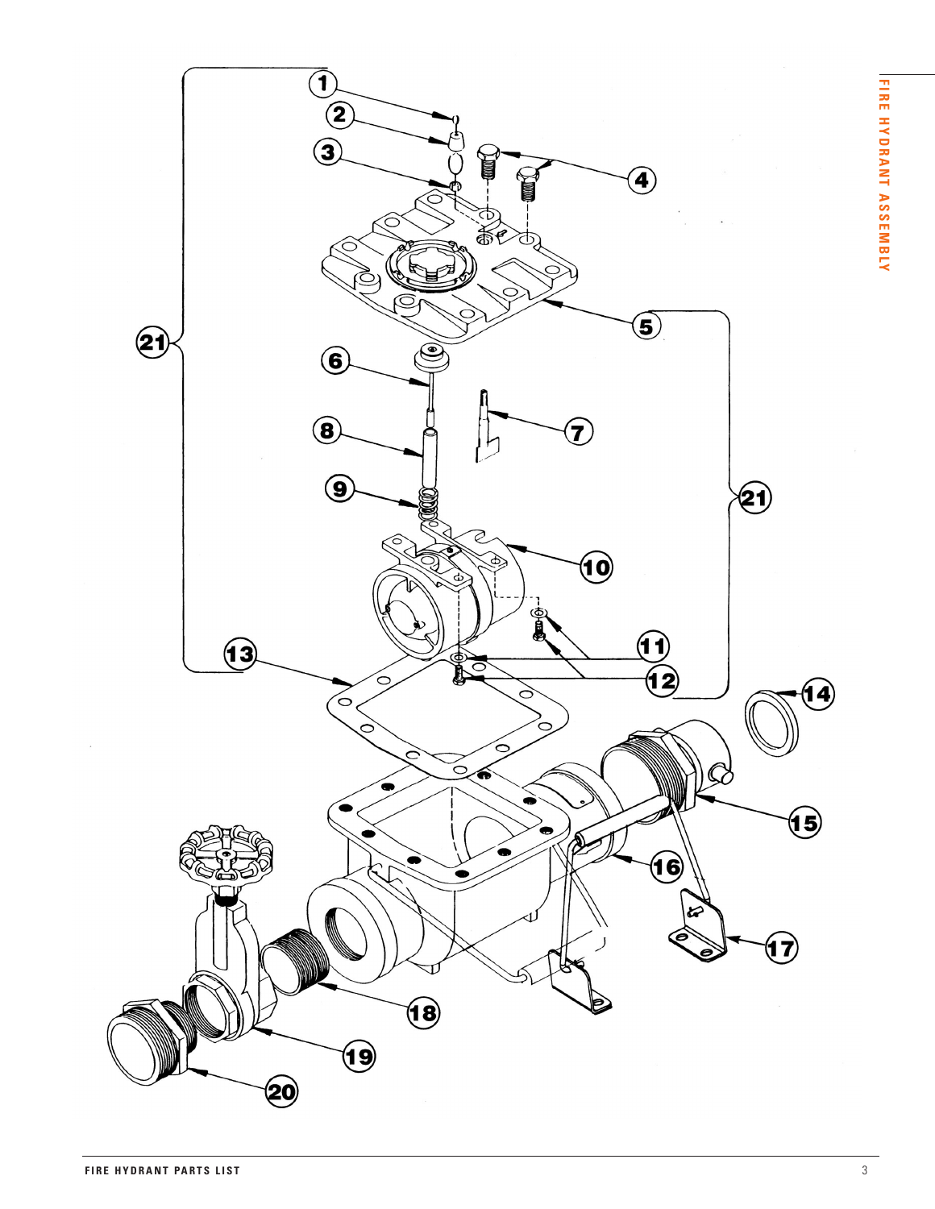# FIRE HYDRANT ASSEMBLY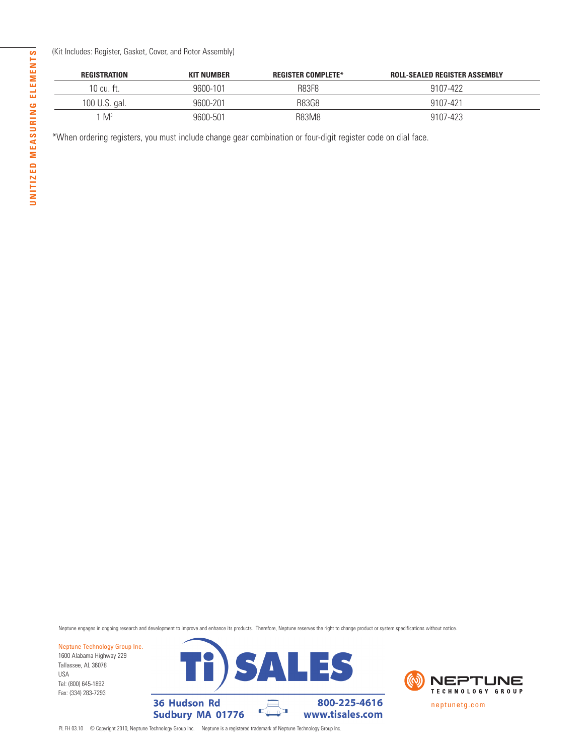(Kit Includes: Register, Gasket, Cover, and Rotor Assembly)

| REGISTRATION | KIT NUMBER | REGISTER COMPLETE* | ROLL-SEALED REGISTER ASSEMBLY |
|---|---|---|---|
| 10 cu. ft. | 9600-101 | R83F8 | 9107-422 |
| 100 U.S. gal. | 9600-201 | R83G8 | 9107-421 |
| 1 $M^3$ | 9600-501 | R83M8 | 9107-423 |

*When ordering registers, you must include change gear combination or four-digit register code on dial face.

Neptune engages in ongoing research and development to improve and enhance its products. Therefore, Neptune reserves the right to change product or system specifications without notice.

Neptune Technology Group Inc.
1600 Alabama Highway 229
Tallassee, AL 36078
USA
Tel: (800) 645-1892
Fax: (334) 283-7293

Ti SALES
36 Hudson Rd
Sudbury MA 01776
800-225-4616
www.tisales.com

NEPTUNE TECHNOLOGY GROUP
neptunetg.com

PL FH 03.10 © Copyright 2010, Neptune Technology Group Inc. Neptune is a registered trademark of Neptune Technology Group Inc.